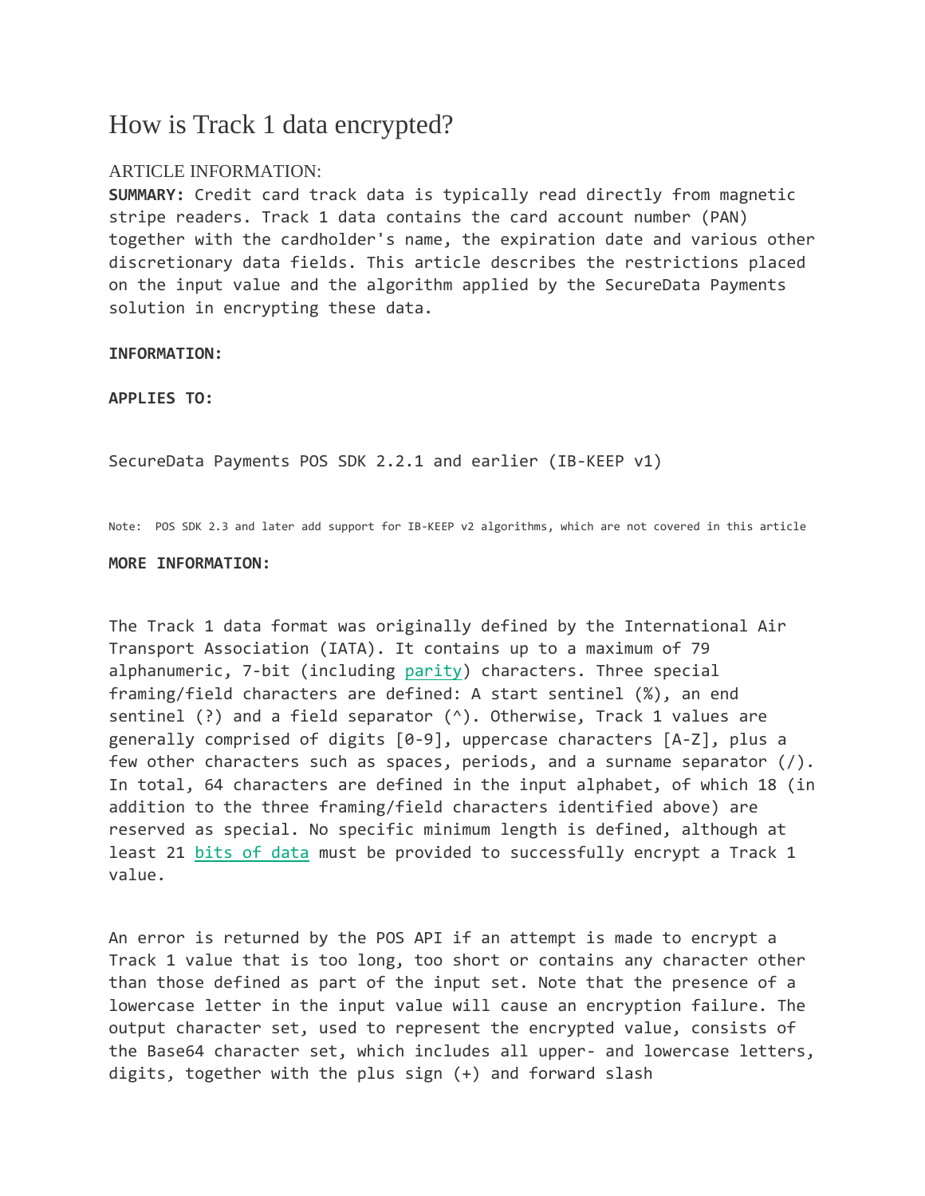# How is Track 1 data encrypted?

ARTICLE INFORMATION:

**SUMMARY:** Credit card track data is typically read directly from magnetic stripe readers. Track 1 data contains the card account number (PAN) together with the cardholder's name, the expiration date and various other discretionary data fields. This article describes the restrictions placed on the input value and the algorithm applied by the SecureData Payments solution in encrypting these data.

**INFORMATION:**

**APPLIES TO:**

SecureData Payments POS SDK 2.2.1 and earlier (IB-KEEP v1)

Note: POS SDK 2.3 and later add support for IB-KEEP v2 algorithms, which are not covered in this article

**MORE INFORMATION:**

The Track 1 data format was originally defined by the International Air Transport Association (IATA). It contains up to a maximum of 79 alphanumeric, 7-bit (including parity) characters. Three special framing/field characters are defined: A start sentinel (%), an end sentinel (?) and a field separator (^). Otherwise, Track 1 values are generally comprised of digits [0-9], uppercase characters [A-Z], plus a few other characters such as spaces, periods, and a surname separator (/). In total, 64 characters are defined in the input alphabet, of which 18 (in addition to the three framing/field characters identified above) are reserved as special. No specific minimum length is defined, although at least 21 bits of data must be provided to successfully encrypt a Track 1 value.

An error is returned by the POS API if an attempt is made to encrypt a Track 1 value that is too long, too short or contains any character other than those defined as part of the input set. Note that the presence of a lowercase letter in the input value will cause an encryption failure. The output character set, used to represent the encrypted value, consists of the Base64 character set, which includes all upper- and lowercase letters, digits, together with the plus sign (+) and forward slash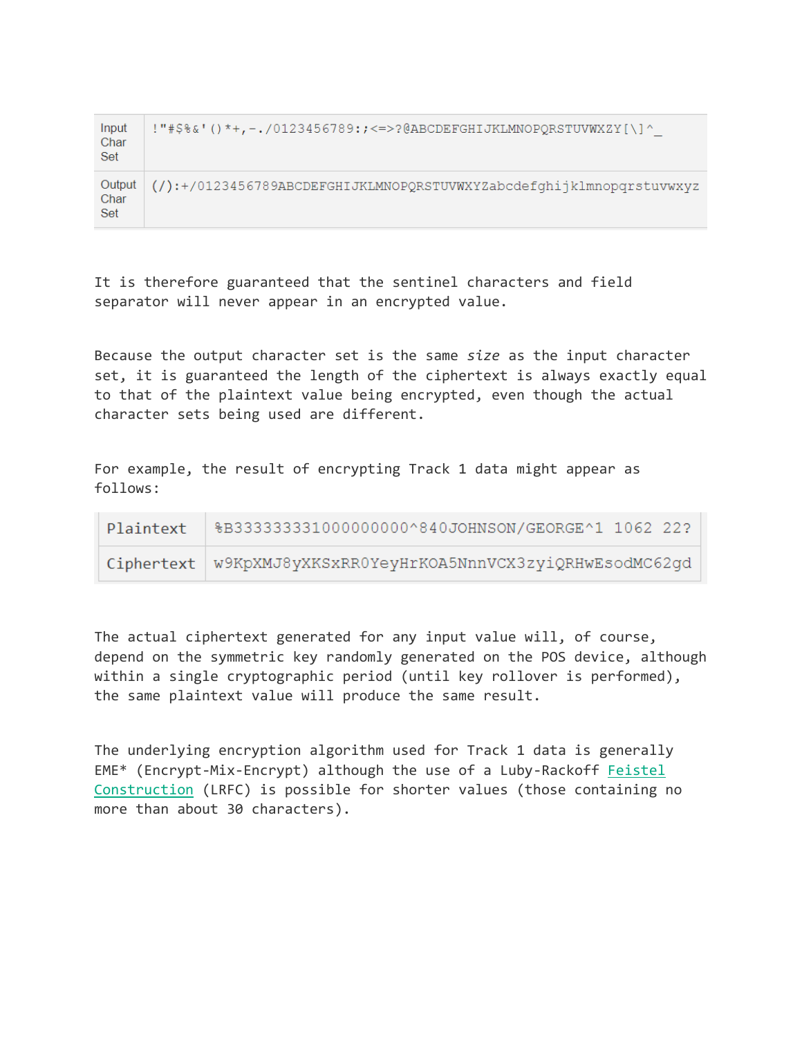| | |
|---|---|
| Input Char Set | !"#$%&'()*+,-./0123456789:;<=>?@ABCDEFGHIJKLMNOPQRSTUVWXZY[\]^_ |
| Output Char Set | (/):+/0123456789ABCDEFGHIJKLMNOPQRSTUVWXYZabcdefghijklmnopqrstuvwxyz |

It is therefore guaranteed that the sentinel characters and field separator will never appear in an encrypted value.

Because the output character set is the same *size* as the input character set, it is guaranteed the length of the ciphertext is always exactly equal to that of the plaintext value being encrypted, even though the actual character sets being used are different.

For example, the result of encrypting Track 1 data might appear as follows:

| | |
|---|---|
| Plaintext | %B333333331000000000^840JOHNSON/GEORGE^1 1062 22? |
| Ciphertext | w9KpXMJ8yXKSxRR0YeyHrKOA5NnnVCX3zyiQRHwEsodMC62gd |

The actual ciphertext generated for any input value will, of course, depend on the symmetric key randomly generated on the POS device, although within a single cryptographic period (until key rollover is performed), the same plaintext value will produce the same result.

The underlying encryption algorithm used for Track 1 data is generally EME* (Encrypt-Mix-Encrypt) although the use of a Luby-Rackoff Feistel Construction (LRFC) is possible for shorter values (those containing no more than about 30 characters).